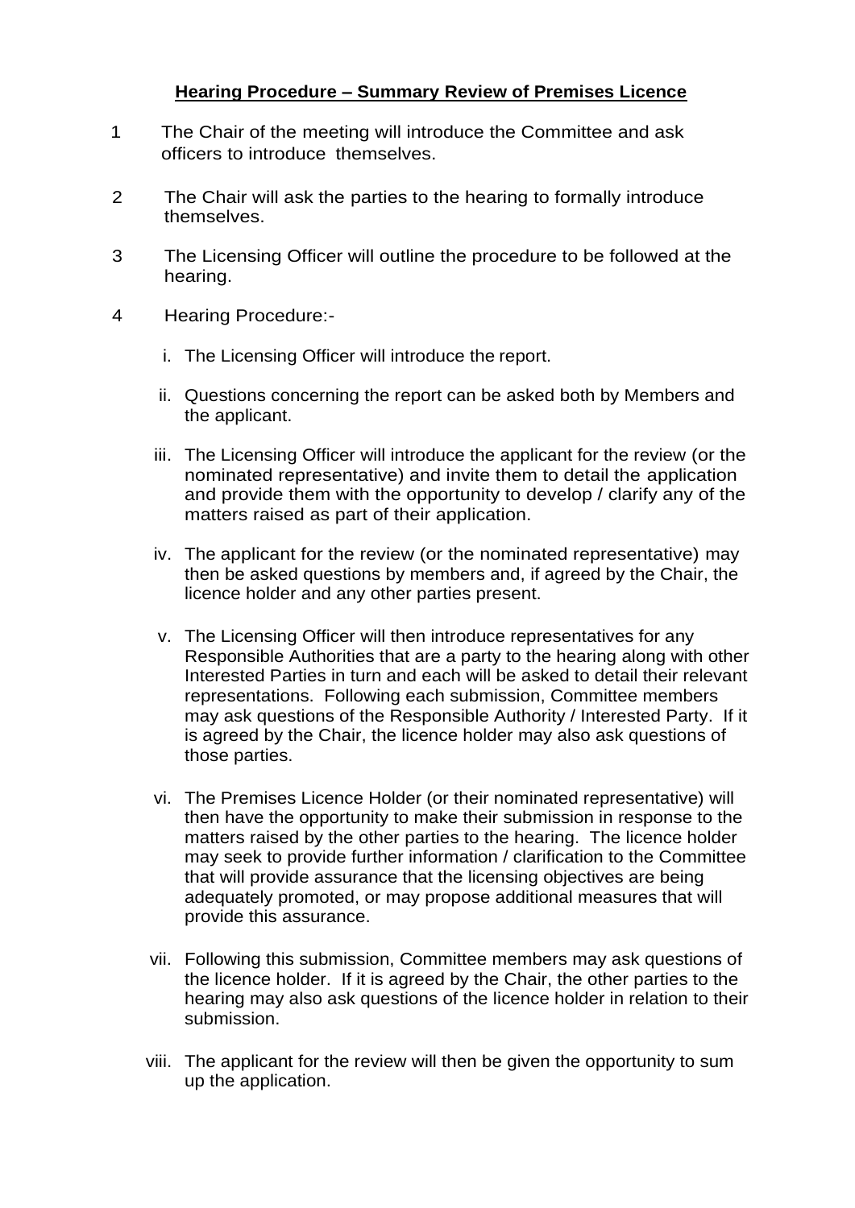## **Hearing Procedure – Summary Review of Premises Licence**

1. The Chair of the meeting will introduce the Committee and ask officers to introduce themselves.

2. The Chair will ask the parties to the hearing to formally introduce themselves.

3. The Licensing Officer will outline the procedure to be followed at the hearing.

4. Hearing Procedure:-

   i. The Licensing Officer will introduce the report.

   ii. Questions concerning the report can be asked both by Members and the applicant.

   iii. The Licensing Officer will introduce the applicant for the review (or the nominated representative) and invite them to detail the application and provide them with the opportunity to develop / clarify any of the matters raised as part of their application.

   iv. The applicant for the review (or the nominated representative) may then be asked questions by members and, if agreed by the Chair, the licence holder and any other parties present.

   v. The Licensing Officer will then introduce representatives for any Responsible Authorities that are a party to the hearing along with other Interested Parties in turn and each will be asked to detail their relevant representations. Following each submission, Committee members may ask questions of the Responsible Authority / Interested Party. If it is agreed by the Chair, the licence holder may also ask questions of those parties.

   vi. The Premises Licence Holder (or their nominated representative) will then have the opportunity to make their submission in response to the matters raised by the other parties to the hearing. The licence holder may seek to provide further information / clarification to the Committee that will provide assurance that the licensing objectives are being adequately promoted, or may propose additional measures that will provide this assurance.

   vii. Following this submission, Committee members may ask questions of the licence holder. If it is agreed by the Chair, the other parties to the hearing may also ask questions of the licence holder in relation to their submission.

   viii. The applicant for the review will then be given the opportunity to sum up the application.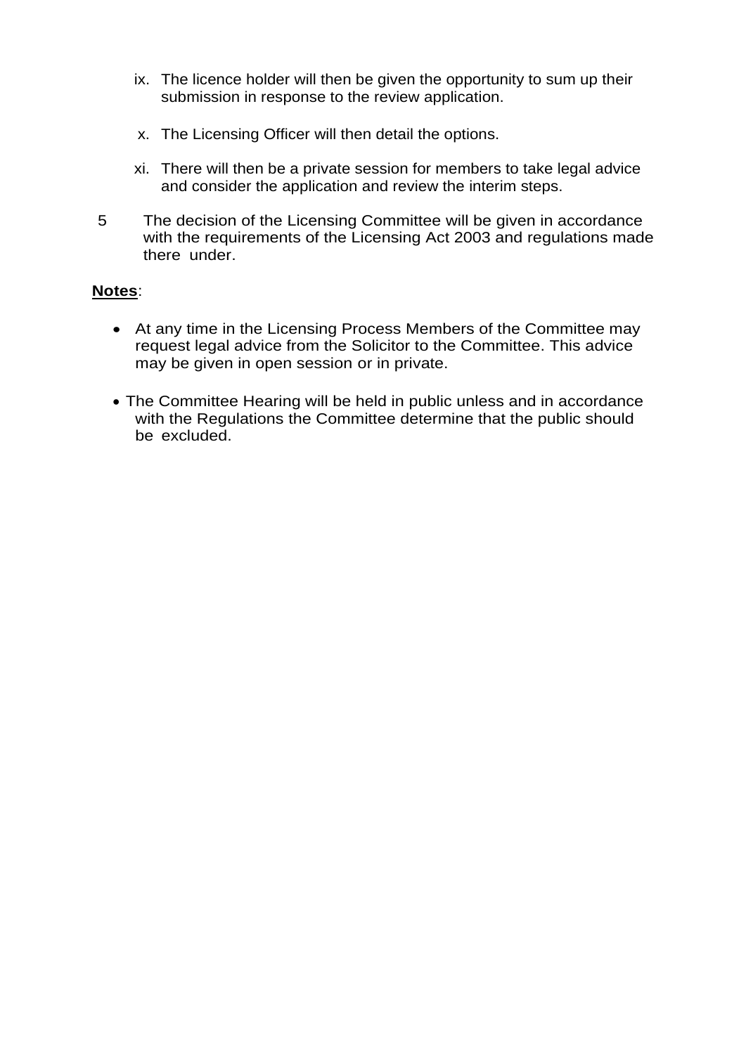ix. The licence holder will then be given the opportunity to sum up their submission in response to the review application.

x. The Licensing Officer will then detail the options.

xi. There will then be a private session for members to take legal advice and consider the application and review the interim steps.

5 The decision of the Licensing Committee will be given in accordance with the requirements of the Licensing Act 2003 and regulations made there under.

**Notes**:

- At any time in the Licensing Process Members of the Committee may request legal advice from the Solicitor to the Committee. This advice may be given in open session or in private.
- The Committee Hearing will be held in public unless and in accordance with the Regulations the Committee determine that the public should be excluded.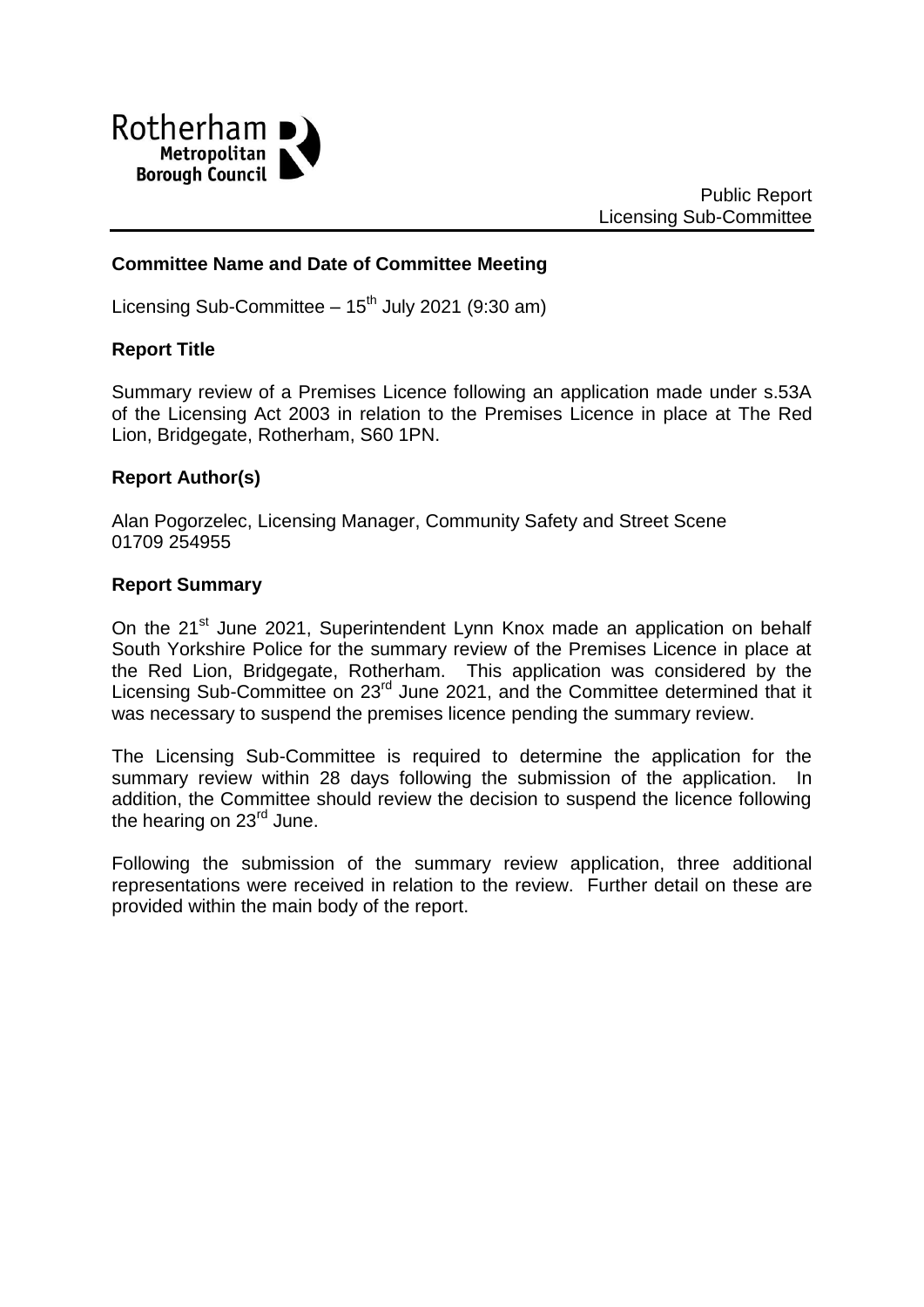Rotherham Metropolitan Borough Council

Public Report
Licensing Sub-Committee

**Committee Name and Date of Committee Meeting**

Licensing Sub-Committee – 15th July 2021 (9:30 am)

**Report Title**

Summary review of a Premises Licence following an application made under s.53A of the Licensing Act 2003 in relation to the Premises Licence in place at The Red Lion, Bridgegate, Rotherham, S60 1PN.

**Report Author(s)**

Alan Pogorzelec, Licensing Manager, Community Safety and Street Scene
01709 254955

**Report Summary**

On the 21st June 2021, Superintendent Lynn Knox made an application on behalf South Yorkshire Police for the summary review of the Premises Licence in place at the Red Lion, Bridgegate, Rotherham. This application was considered by the Licensing Sub-Committee on 23rd June 2021, and the Committee determined that it was necessary to suspend the premises licence pending the summary review.

The Licensing Sub-Committee is required to determine the application for the summary review within 28 days following the submission of the application. In addition, the Committee should review the decision to suspend the licence following the hearing on 23rd June.

Following the submission of the summary review application, three additional representations were received in relation to the review. Further detail on these are provided within the main body of the report.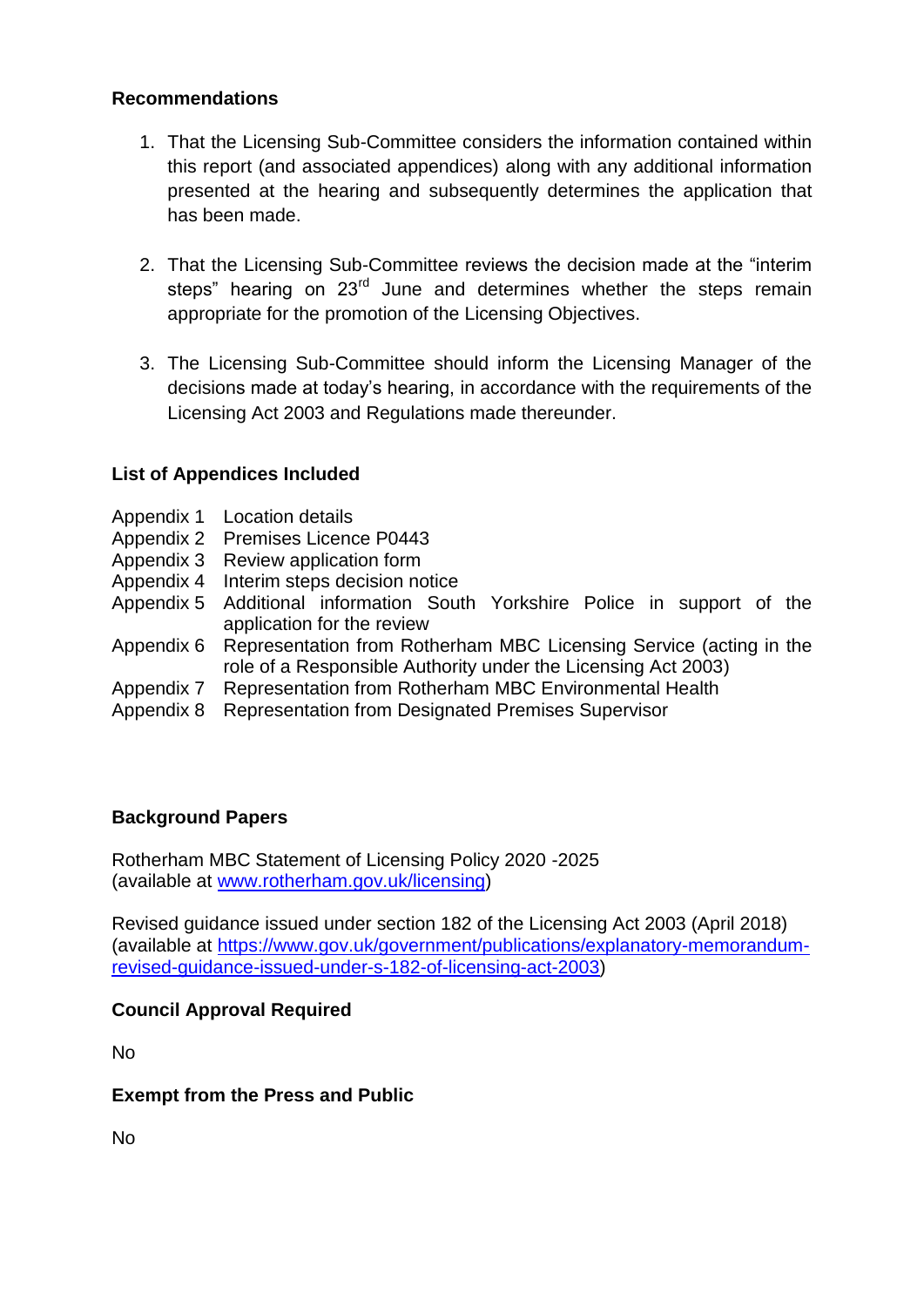**Recommendations**

1. That the Licensing Sub-Committee considers the information contained within this report (and associated appendices) along with any additional information presented at the hearing and subsequently determines the application that has been made.

2. That the Licensing Sub-Committee reviews the decision made at the "interim steps" hearing on 23rd June and determines whether the steps remain appropriate for the promotion of the Licensing Objectives.

3. The Licensing Sub-Committee should inform the Licensing Manager of the decisions made at today's hearing, in accordance with the requirements of the Licensing Act 2003 and Regulations made thereunder.

**List of Appendices Included**

| | |
|---|---|
| Appendix 1 | Location details |
| Appendix 2 | Premises Licence P0443 |
| Appendix 3 | Review application form |
| Appendix 4 | Interim steps decision notice |
| Appendix 5 | Additional information South Yorkshire Police in support of the application for the review |
| Appendix 6 | Representation from Rotherham MBC Licensing Service (acting in the role of a Responsible Authority under the Licensing Act 2003) |
| Appendix 7 | Representation from Rotherham MBC Environmental Health |
| Appendix 8 | Representation from Designated Premises Supervisor |

**Background Papers**

Rotherham MBC Statement of Licensing Policy 2020 -2025
(available at www.rotherham.gov.uk/licensing)

Revised guidance issued under section 182 of the Licensing Act 2003 (April 2018)
(available at https://www.gov.uk/government/publications/explanatory-memorandum-revised-guidance-issued-under-s-182-of-licensing-act-2003)

**Council Approval Required**

No

**Exempt from the Press and Public**

No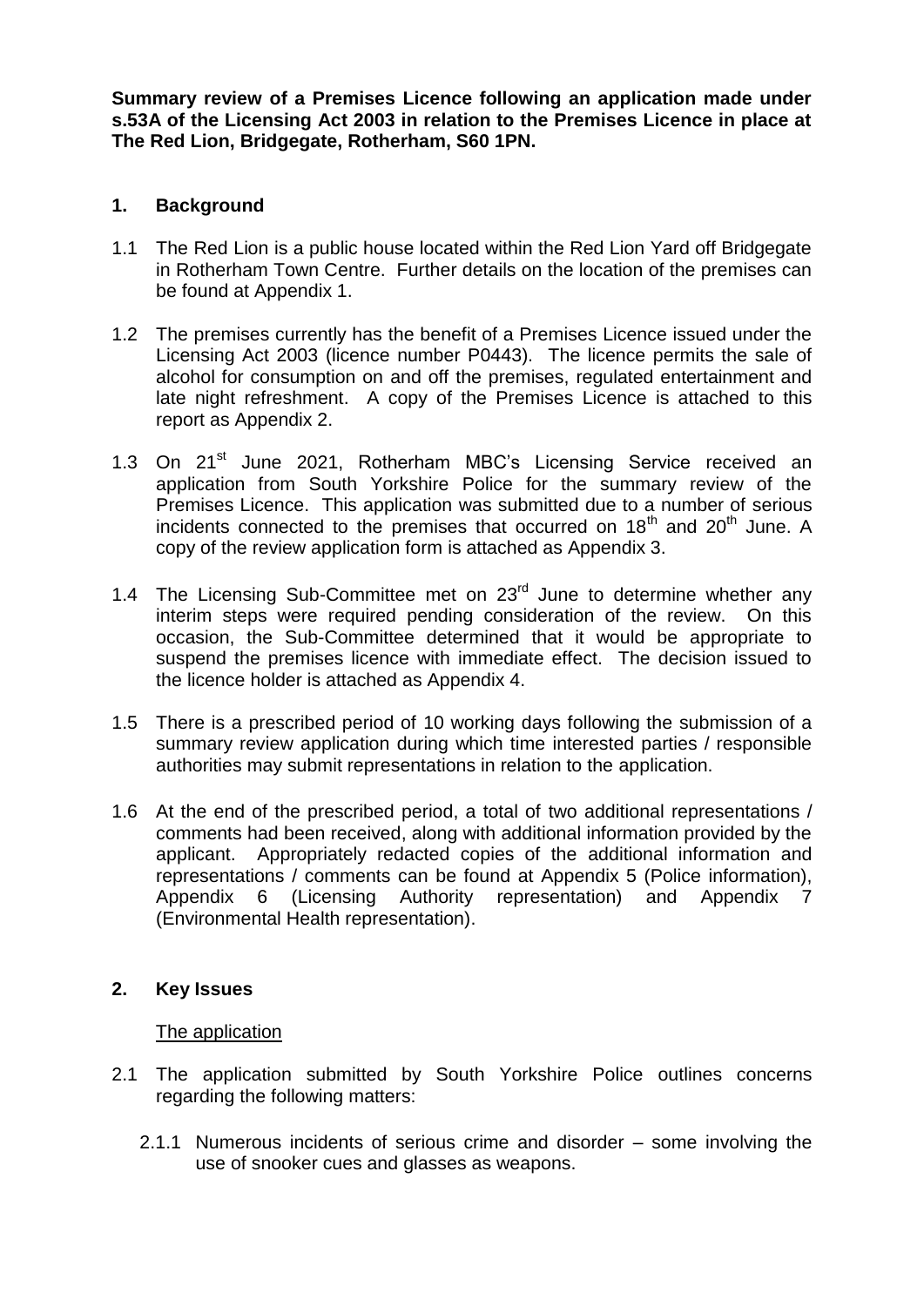**Summary review of a Premises Licence following an application made under s.53A of the Licensing Act 2003 in relation to the Premises Licence in place at The Red Lion, Bridgegate, Rotherham, S60 1PN.**

## 1. Background

1.1 The Red Lion is a public house located within the Red Lion Yard off Bridgegate in Rotherham Town Centre. Further details on the location of the premises can be found at Appendix 1.

1.2 The premises currently has the benefit of a Premises Licence issued under the Licensing Act 2003 (licence number P0443). The licence permits the sale of alcohol for consumption on and off the premises, regulated entertainment and late night refreshment. A copy of the Premises Licence is attached to this report as Appendix 2.

1.3 On 21st June 2021, Rotherham MBC's Licensing Service received an application from South Yorkshire Police for the summary review of the Premises Licence. This application was submitted due to a number of serious incidents connected to the premises that occurred on 18th and 20th June. A copy of the review application form is attached as Appendix 3.

1.4 The Licensing Sub-Committee met on 23rd June to determine whether any interim steps were required pending consideration of the review. On this occasion, the Sub-Committee determined that it would be appropriate to suspend the premises licence with immediate effect. The decision issued to the licence holder is attached as Appendix 4.

1.5 There is a prescribed period of 10 working days following the submission of a summary review application during which time interested parties / responsible authorities may submit representations in relation to the application.

1.6 At the end of the prescribed period, a total of two additional representations / comments had been received, along with additional information provided by the applicant. Appropriately redacted copies of the additional information and representations / comments can be found at Appendix 5 (Police information), Appendix 6 (Licensing Authority representation) and Appendix 7 (Environmental Health representation).

## 2. Key Issues

The application

2.1 The application submitted by South Yorkshire Police outlines concerns regarding the following matters:

2.1.1 Numerous incidents of serious crime and disorder – some involving the use of snooker cues and glasses as weapons.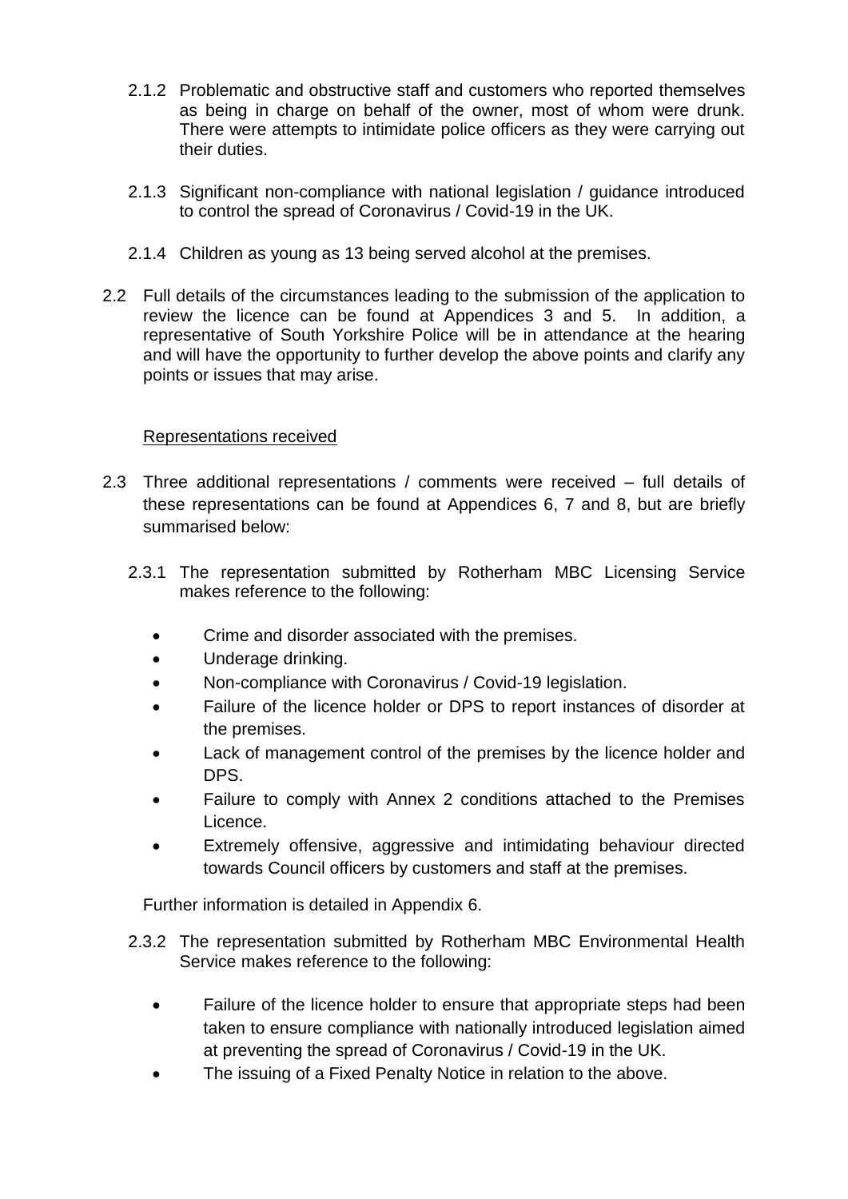2.1.2 Problematic and obstructive staff and customers who reported themselves as being in charge on behalf of the owner, most of whom were drunk. There were attempts to intimidate police officers as they were carrying out their duties.

2.1.3 Significant non-compliance with national legislation / guidance introduced to control the spread of Coronavirus / Covid-19 in the UK.

2.1.4 Children as young as 13 being served alcohol at the premises.

2.2 Full details of the circumstances leading to the submission of the application to review the licence can be found at Appendices 3 and 5. In addition, a representative of South Yorkshire Police will be in attendance at the hearing and will have the opportunity to further develop the above points and clarify any points or issues that may arise.

Representations received

2.3 Three additional representations / comments were received – full details of these representations can be found at Appendices 6, 7 and 8, but are briefly summarised below:

2.3.1 The representation submitted by Rotherham MBC Licensing Service makes reference to the following:

- Crime and disorder associated with the premises.
- Underage drinking.
- Non-compliance with Coronavirus / Covid-19 legislation.
- Failure of the licence holder or DPS to report instances of disorder at the premises.
- Lack of management control of the premises by the licence holder and DPS.
- Failure to comply with Annex 2 conditions attached to the Premises Licence.
- Extremely offensive, aggressive and intimidating behaviour directed towards Council officers by customers and staff at the premises.

Further information is detailed in Appendix 6.

2.3.2 The representation submitted by Rotherham MBC Environmental Health Service makes reference to the following:

- Failure of the licence holder to ensure that appropriate steps had been taken to ensure compliance with nationally introduced legislation aimed at preventing the spread of Coronavirus / Covid-19 in the UK.
- The issuing of a Fixed Penalty Notice in relation to the above.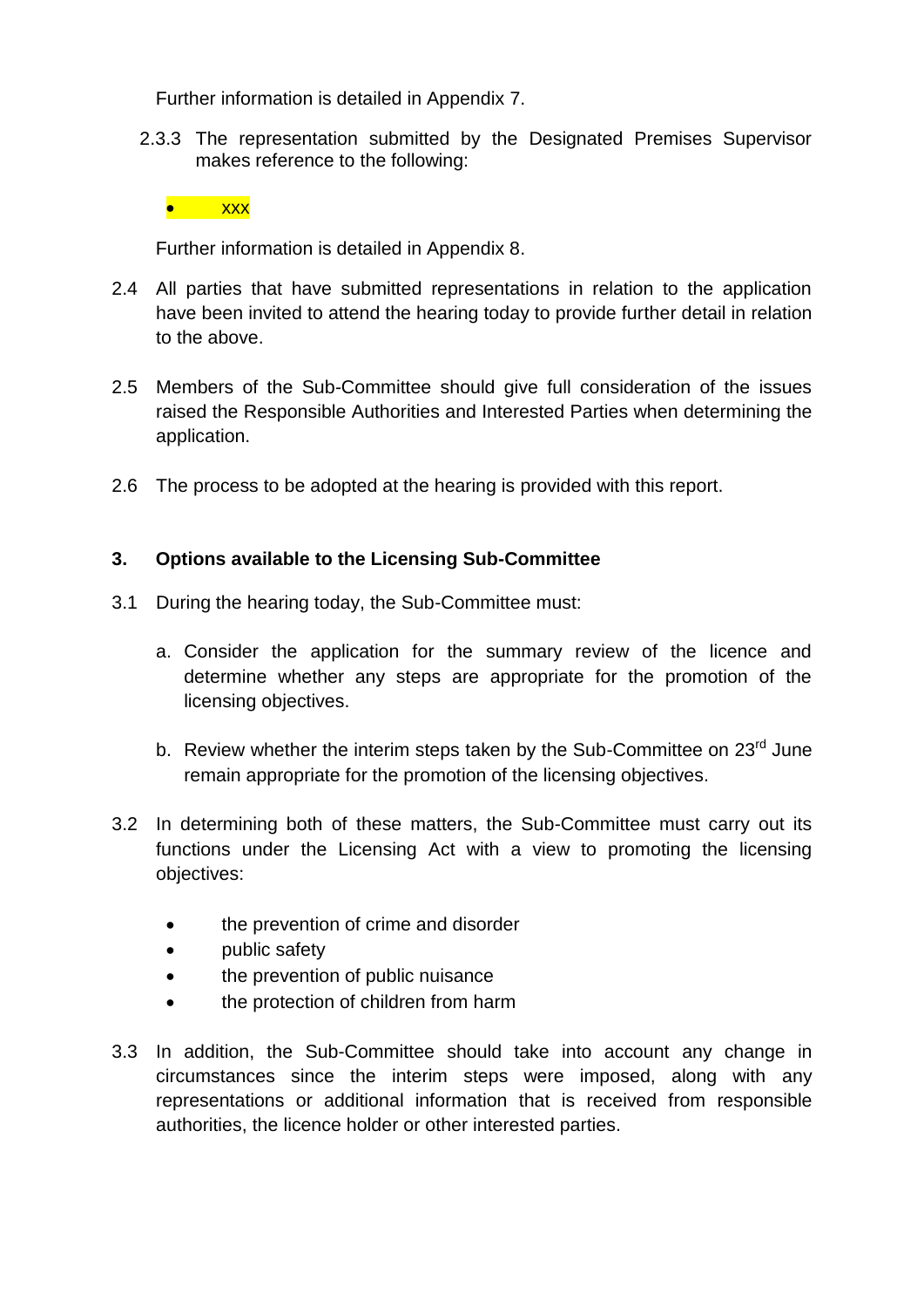Further information is detailed in Appendix 7.

2.3.3 The representation submitted by the Designated Premises Supervisor makes reference to the following:

- XXX

Further information is detailed in Appendix 8.

2.4 All parties that have submitted representations in relation to the application have been invited to attend the hearing today to provide further detail in relation to the above.

2.5 Members of the Sub-Committee should give full consideration of the issues raised the Responsible Authorities and Interested Parties when determining the application.

2.6 The process to be adopted at the hearing is provided with this report.

## 3. Options available to the Licensing Sub-Committee

3.1 During the hearing today, the Sub-Committee must:

a. Consider the application for the summary review of the licence and determine whether any steps are appropriate for the promotion of the licensing objectives.

b. Review whether the interim steps taken by the Sub-Committee on 23rd June remain appropriate for the promotion of the licensing objectives.

3.2 In determining both of these matters, the Sub-Committee must carry out its functions under the Licensing Act with a view to promoting the licensing objectives:

- the prevention of crime and disorder
- public safety
- the prevention of public nuisance
- the protection of children from harm

3.3 In addition, the Sub-Committee should take into account any change in circumstances since the interim steps were imposed, along with any representations or additional information that is received from responsible authorities, the licence holder or other interested parties.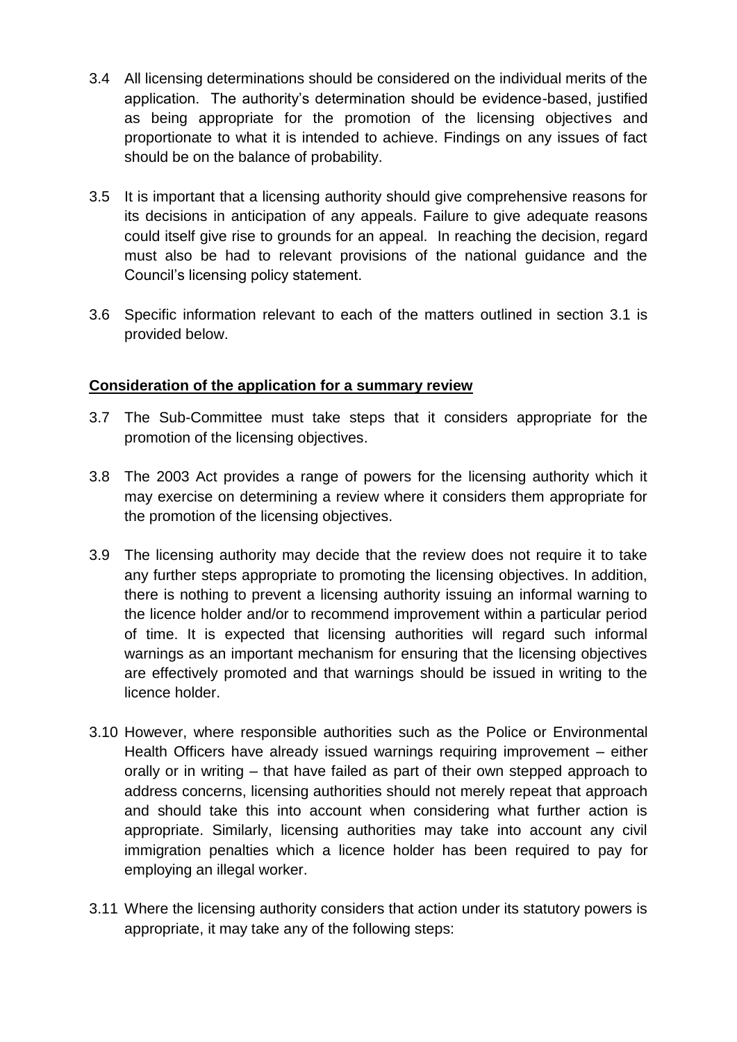3.4 All licensing determinations should be considered on the individual merits of the application. The authority's determination should be evidence-based, justified as being appropriate for the promotion of the licensing objectives and proportionate to what it is intended to achieve. Findings on any issues of fact should be on the balance of probability.

3.5 It is important that a licensing authority should give comprehensive reasons for its decisions in anticipation of any appeals. Failure to give adequate reasons could itself give rise to grounds for an appeal. In reaching the decision, regard must also be had to relevant provisions of the national guidance and the Council's licensing policy statement.

3.6 Specific information relevant to each of the matters outlined in section 3.1 is provided below.

**Consideration of the application for a summary review**

3.7 The Sub-Committee must take steps that it considers appropriate for the promotion of the licensing objectives.

3.8 The 2003 Act provides a range of powers for the licensing authority which it may exercise on determining a review where it considers them appropriate for the promotion of the licensing objectives.

3.9 The licensing authority may decide that the review does not require it to take any further steps appropriate to promoting the licensing objectives. In addition, there is nothing to prevent a licensing authority issuing an informal warning to the licence holder and/or to recommend improvement within a particular period of time. It is expected that licensing authorities will regard such informal warnings as an important mechanism for ensuring that the licensing objectives are effectively promoted and that warnings should be issued in writing to the licence holder.

3.10 However, where responsible authorities such as the Police or Environmental Health Officers have already issued warnings requiring improvement – either orally or in writing – that have failed as part of their own stepped approach to address concerns, licensing authorities should not merely repeat that approach and should take this into account when considering what further action is appropriate. Similarly, licensing authorities may take into account any civil immigration penalties which a licence holder has been required to pay for employing an illegal worker.

3.11 Where the licensing authority considers that action under its statutory powers is appropriate, it may take any of the following steps: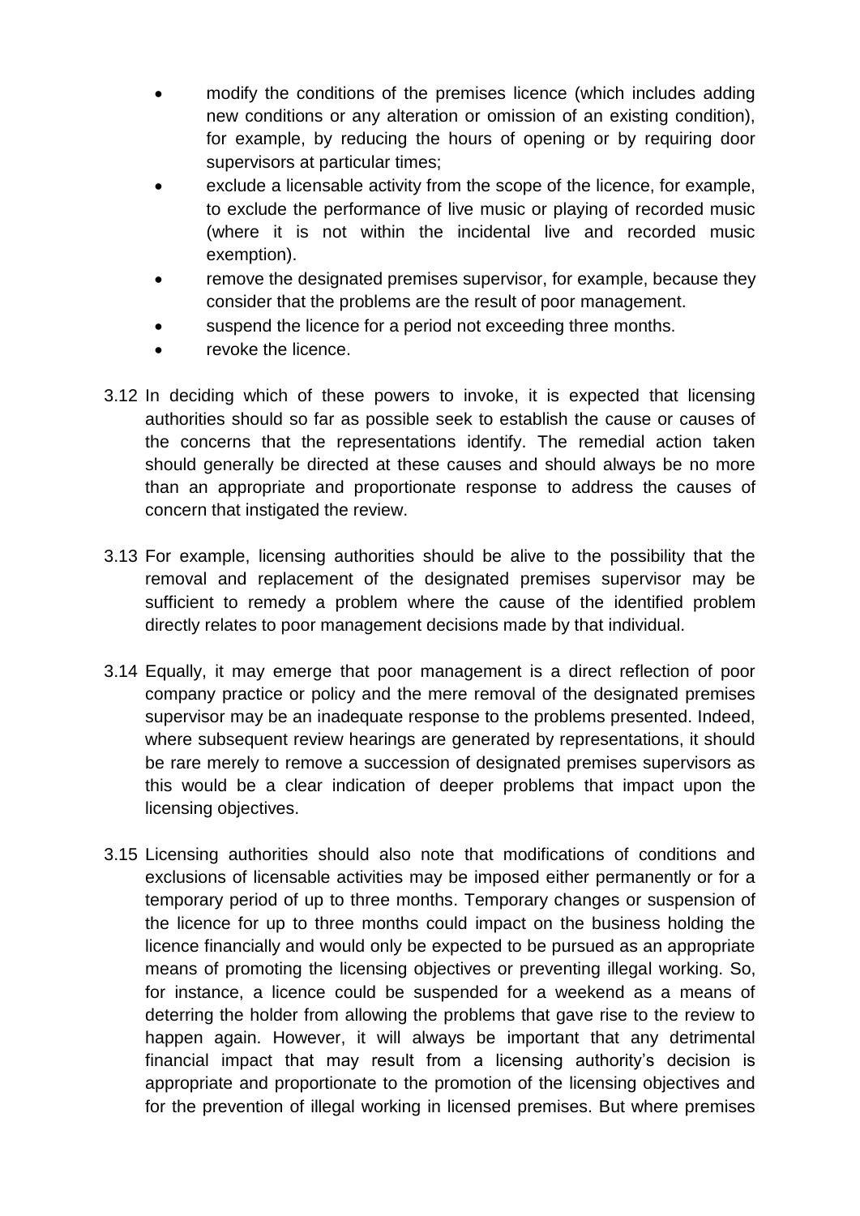- modify the conditions of the premises licence (which includes adding new conditions or any alteration or omission of an existing condition), for example, by reducing the hours of opening or by requiring door supervisors at particular times;
- exclude a licensable activity from the scope of the licence, for example, to exclude the performance of live music or playing of recorded music (where it is not within the incidental live and recorded music exemption).
- remove the designated premises supervisor, for example, because they consider that the problems are the result of poor management.
- suspend the licence for a period not exceeding three months.
- revoke the licence.

3.12 In deciding which of these powers to invoke, it is expected that licensing authorities should so far as possible seek to establish the cause or causes of the concerns that the representations identify. The remedial action taken should generally be directed at these causes and should always be no more than an appropriate and proportionate response to address the causes of concern that instigated the review.

3.13 For example, licensing authorities should be alive to the possibility that the removal and replacement of the designated premises supervisor may be sufficient to remedy a problem where the cause of the identified problem directly relates to poor management decisions made by that individual.

3.14 Equally, it may emerge that poor management is a direct reflection of poor company practice or policy and the mere removal of the designated premises supervisor may be an inadequate response to the problems presented. Indeed, where subsequent review hearings are generated by representations, it should be rare merely to remove a succession of designated premises supervisors as this would be a clear indication of deeper problems that impact upon the licensing objectives.

3.15 Licensing authorities should also note that modifications of conditions and exclusions of licensable activities may be imposed either permanently or for a temporary period of up to three months. Temporary changes or suspension of the licence for up to three months could impact on the business holding the licence financially and would only be expected to be pursued as an appropriate means of promoting the licensing objectives or preventing illegal working. So, for instance, a licence could be suspended for a weekend as a means of deterring the holder from allowing the problems that gave rise to the review to happen again. However, it will always be important that any detrimental financial impact that may result from a licensing authority's decision is appropriate and proportionate to the promotion of the licensing objectives and for the prevention of illegal working in licensed premises. But where premises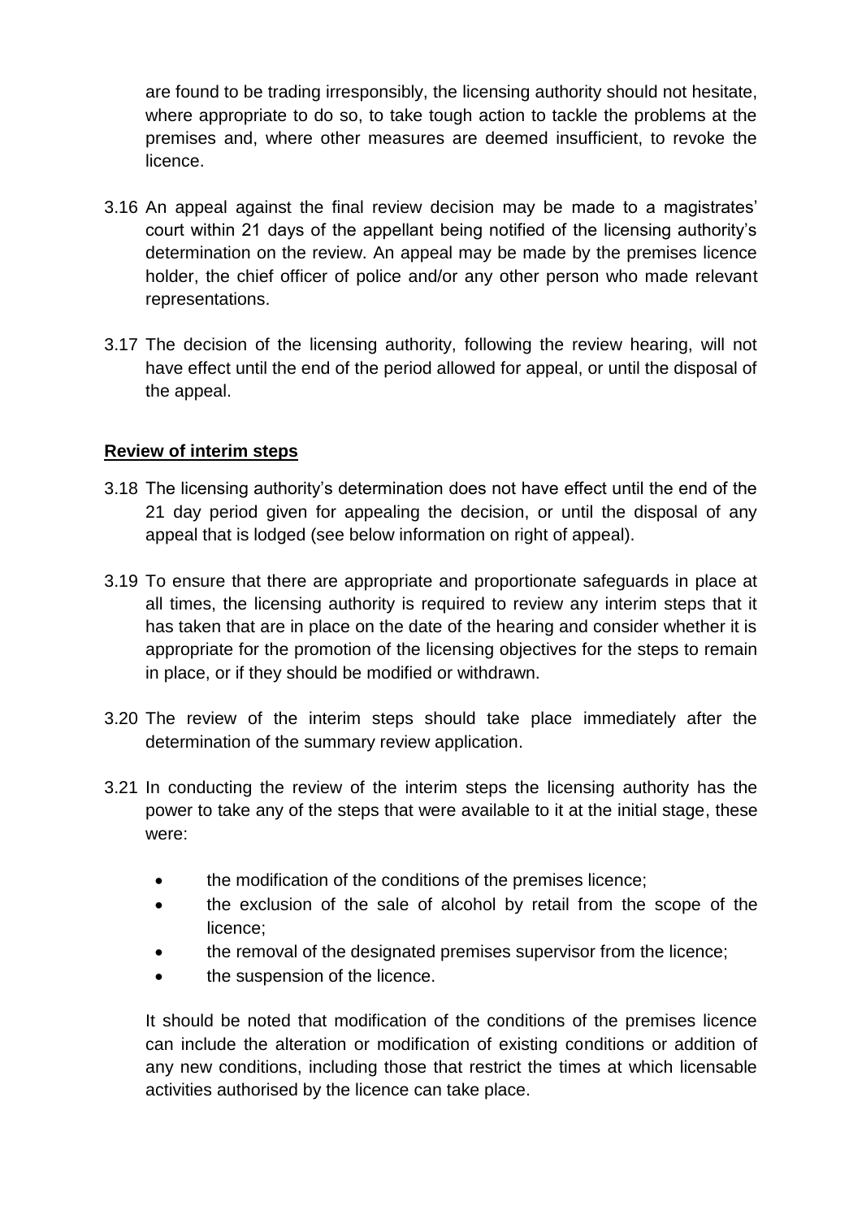are found to be trading irresponsibly, the licensing authority should not hesitate, where appropriate to do so, to take tough action to tackle the problems at the premises and, where other measures are deemed insufficient, to revoke the licence.

3.16 An appeal against the final review decision may be made to a magistrates' court within 21 days of the appellant being notified of the licensing authority's determination on the review. An appeal may be made by the premises licence holder, the chief officer of police and/or any other person who made relevant representations.

3.17 The decision of the licensing authority, following the review hearing, will not have effect until the end of the period allowed for appeal, or until the disposal of the appeal.

## Review of interim steps

3.18 The licensing authority's determination does not have effect until the end of the 21 day period given for appealing the decision, or until the disposal of any appeal that is lodged (see below information on right of appeal).

3.19 To ensure that there are appropriate and proportionate safeguards in place at all times, the licensing authority is required to review any interim steps that it has taken that are in place on the date of the hearing and consider whether it is appropriate for the promotion of the licensing objectives for the steps to remain in place, or if they should be modified or withdrawn.

3.20 The review of the interim steps should take place immediately after the determination of the summary review application.

3.21 In conducting the review of the interim steps the licensing authority has the power to take any of the steps that were available to it at the initial stage, these were:

- the modification of the conditions of the premises licence;
- the exclusion of the sale of alcohol by retail from the scope of the licence;
- the removal of the designated premises supervisor from the licence;
- the suspension of the licence.

It should be noted that modification of the conditions of the premises licence can include the alteration or modification of existing conditions or addition of any new conditions, including those that restrict the times at which licensable activities authorised by the licence can take place.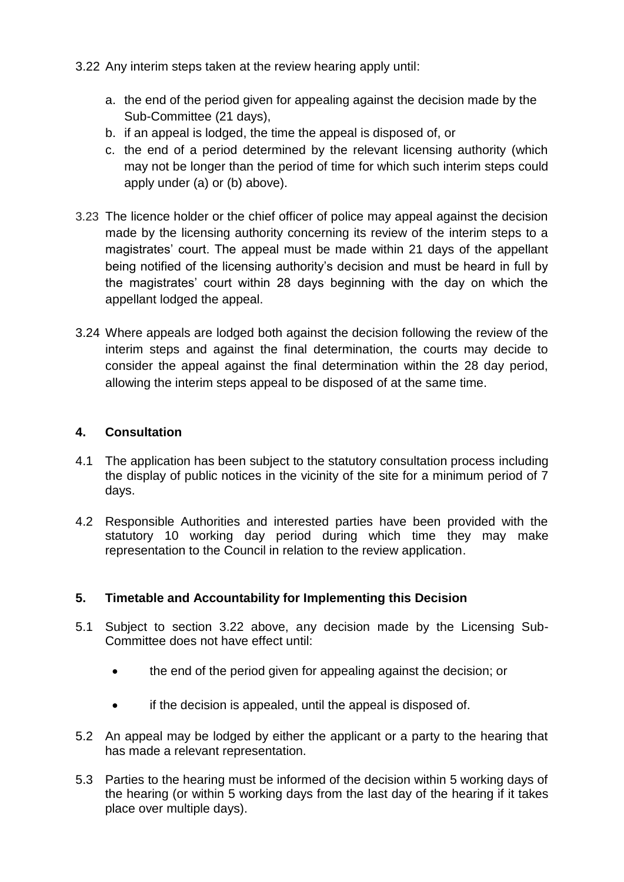3.22 Any interim steps taken at the review hearing apply until:

a. the end of the period given for appealing against the decision made by the Sub-Committee (21 days),
b. if an appeal is lodged, the time the appeal is disposed of, or
c. the end of a period determined by the relevant licensing authority (which may not be longer than the period of time for which such interim steps could apply under (a) or (b) above).

3.23 The licence holder or the chief officer of police may appeal against the decision made by the licensing authority concerning its review of the interim steps to a magistrates' court. The appeal must be made within 21 days of the appellant being notified of the licensing authority's decision and must be heard in full by the magistrates' court within 28 days beginning with the day on which the appellant lodged the appeal.

3.24 Where appeals are lodged both against the decision following the review of the interim steps and against the final determination, the courts may decide to consider the appeal against the final determination within the 28 day period, allowing the interim steps appeal to be disposed of at the same time.

## 4. Consultation

4.1 The application has been subject to the statutory consultation process including the display of public notices in the vicinity of the site for a minimum period of 7 days.

4.2 Responsible Authorities and interested parties have been provided with the statutory 10 working day period during which time they may make representation to the Council in relation to the review application.

## 5. Timetable and Accountability for Implementing this Decision

5.1 Subject to section 3.22 above, any decision made by the Licensing Sub-Committee does not have effect until:

- the end of the period given for appealing against the decision; or
- if the decision is appealed, until the appeal is disposed of.

5.2 An appeal may be lodged by either the applicant or a party to the hearing that has made a relevant representation.

5.3 Parties to the hearing must be informed of the decision within 5 working days of the hearing (or within 5 working days from the last day of the hearing if it takes place over multiple days).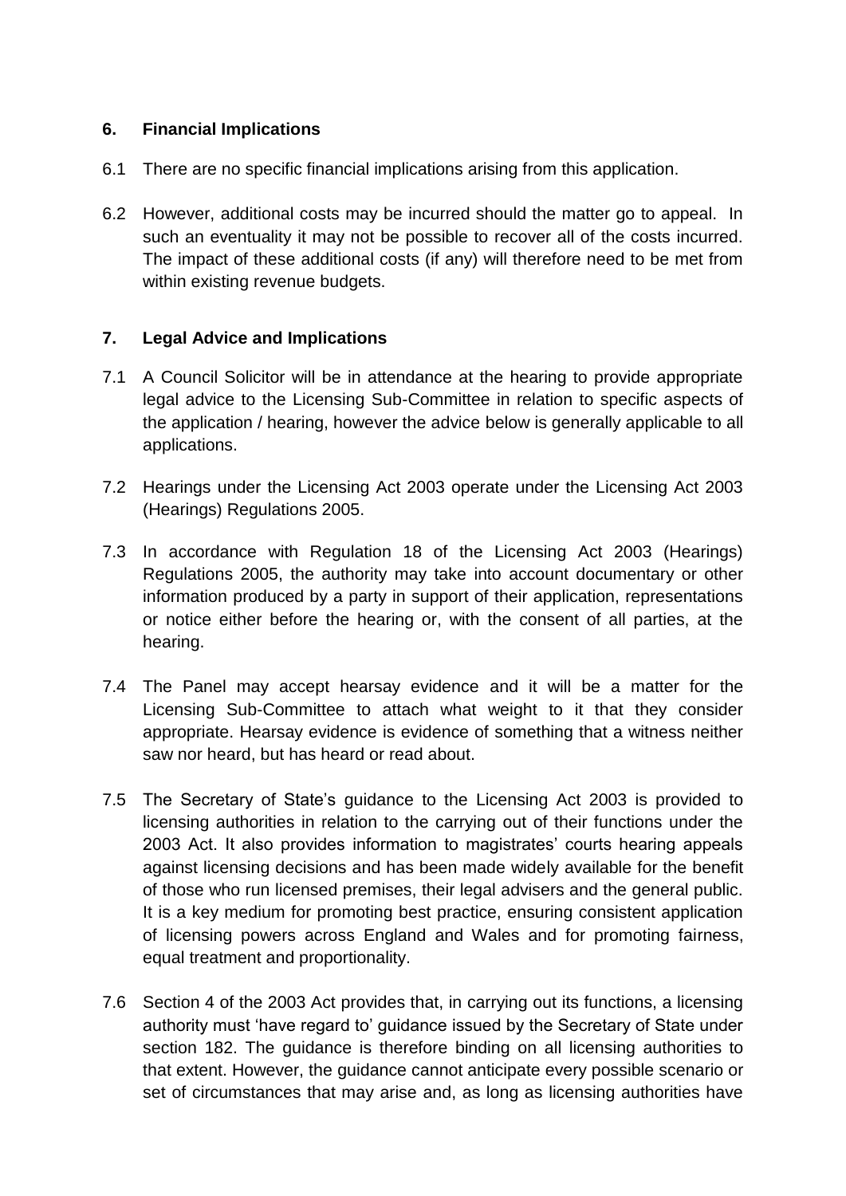## 6. Financial Implications

6.1 There are no specific financial implications arising from this application.

6.2 However, additional costs may be incurred should the matter go to appeal. In such an eventuality it may not be possible to recover all of the costs incurred. The impact of these additional costs (if any) will therefore need to be met from within existing revenue budgets.

## 7. Legal Advice and Implications

7.1 A Council Solicitor will be in attendance at the hearing to provide appropriate legal advice to the Licensing Sub-Committee in relation to specific aspects of the application / hearing, however the advice below is generally applicable to all applications.

7.2 Hearings under the Licensing Act 2003 operate under the Licensing Act 2003 (Hearings) Regulations 2005.

7.3 In accordance with Regulation 18 of the Licensing Act 2003 (Hearings) Regulations 2005, the authority may take into account documentary or other information produced by a party in support of their application, representations or notice either before the hearing or, with the consent of all parties, at the hearing.

7.4 The Panel may accept hearsay evidence and it will be a matter for the Licensing Sub-Committee to attach what weight to it that they consider appropriate. Hearsay evidence is evidence of something that a witness neither saw nor heard, but has heard or read about.

7.5 The Secretary of State's guidance to the Licensing Act 2003 is provided to licensing authorities in relation to the carrying out of their functions under the 2003 Act. It also provides information to magistrates' courts hearing appeals against licensing decisions and has been made widely available for the benefit of those who run licensed premises, their legal advisers and the general public. It is a key medium for promoting best practice, ensuring consistent application of licensing powers across England and Wales and for promoting fairness, equal treatment and proportionality.

7.6 Section 4 of the 2003 Act provides that, in carrying out its functions, a licensing authority must 'have regard to' guidance issued by the Secretary of State under section 182. The guidance is therefore binding on all licensing authorities to that extent. However, the guidance cannot anticipate every possible scenario or set of circumstances that may arise and, as long as licensing authorities have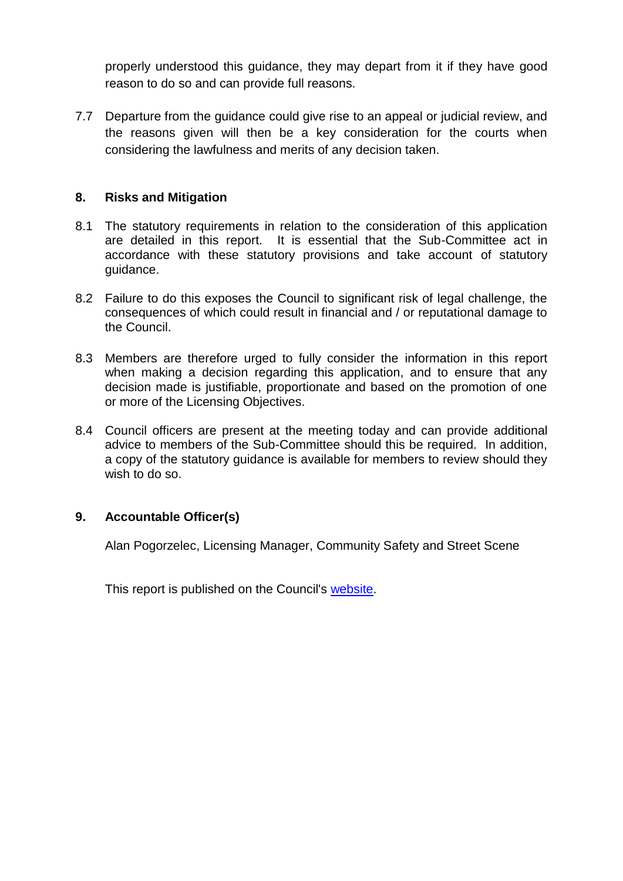properly understood this guidance, they may depart from it if they have good reason to do so and can provide full reasons.

7.7 Departure from the guidance could give rise to an appeal or judicial review, and the reasons given will then be a key consideration for the courts when considering the lawfulness and merits of any decision taken.

## 8. Risks and Mitigation

8.1 The statutory requirements in relation to the consideration of this application are detailed in this report. It is essential that the Sub-Committee act in accordance with these statutory provisions and take account of statutory guidance.

8.2 Failure to do this exposes the Council to significant risk of legal challenge, the consequences of which could result in financial and / or reputational damage to the Council.

8.3 Members are therefore urged to fully consider the information in this report when making a decision regarding this application, and to ensure that any decision made is justifiable, proportionate and based on the promotion of one or more of the Licensing Objectives.

8.4 Council officers are present at the meeting today and can provide additional advice to members of the Sub-Committee should this be required. In addition, a copy of the statutory guidance is available for members to review should they wish to do so.

## 9. Accountable Officer(s)

Alan Pogorzelec, Licensing Manager, Community Safety and Street Scene

This report is published on the Council's website.